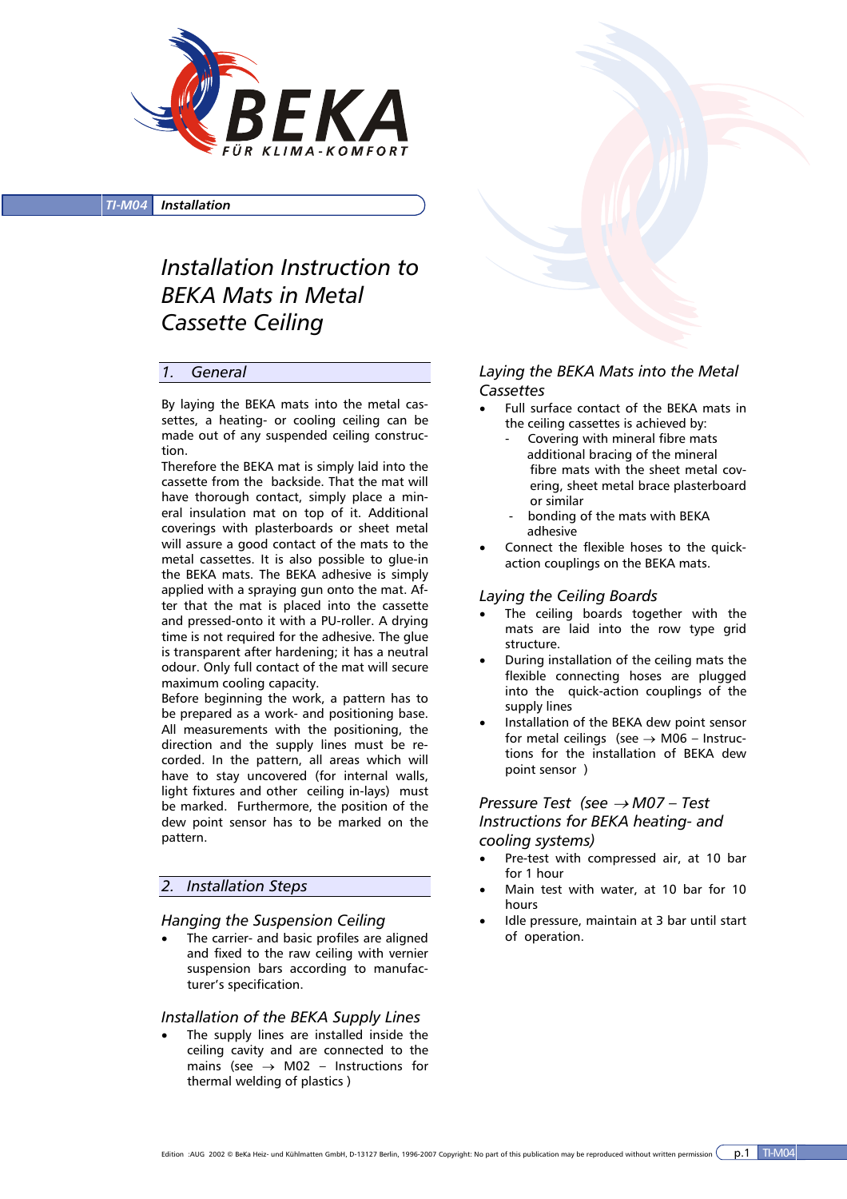TI-M04 **Installation**

# Installation Instruction to BEKA Mats in Metal Cassette Ceiling

## 1. General

By laying the BEKA mats into the metal cassettes, a heating- or cooling ceiling can be made out of any suspended ceiling construction.
Therefore the BEKA mat is simply laid into the cassette from the backside. That the mat will have thorough contact, simply place a mineral insulation mat on top of it. Additional coverings with plasterboards or sheet metal will assure a good contact of the mats to the metal cassettes. It is also possible to glue-in the BEKA mats. The BEKA adhesive is simply applied with a spraying gun onto the mat. After that the mat is placed into the cassette and pressed-onto it with a PU-roller. A drying time is not required for the adhesive. The glue is transparent after hardening; it has a neutral odour. Only full contact of the mat will secure maximum cooling capacity.
Before beginning the work, a pattern has to be prepared as a work- and positioning base. All measurements with the positioning, the direction and the supply lines must be recorded. In the pattern, all areas which will have to stay uncovered (for internal walls, light fixtures and other ceiling in-lays) must be marked. Furthermore, the position of the dew point sensor has to be marked on the pattern.

## 2. Installation Steps

### Hanging the Suspension Ceiling

- The carrier- and basic profiles are aligned and fixed to the raw ceiling with vernier suspension bars according to manufacturer's specification.

### Installation of the BEKA Supply Lines

- The supply lines are installed inside the ceiling cavity and are connected to the mains (see → M02 – Instructions for thermal welding of plastics )

### Laying the BEKA Mats into the Metal Cassettes

- Full surface contact of the BEKA mats in the ceiling cassettes is achieved by:
  - Covering with mineral fibre mats additional bracing of the mineral fibre mats with the sheet metal covering, sheet metal brace plasterboard or similar
  - bonding of the mats with BEKA adhesive
- Connect the flexible hoses to the quick-action couplings on the BEKA mats.

### Laying the Ceiling Boards

- The ceiling boards together with the mats are laid into the row type grid structure.
- During installation of the ceiling mats the flexible connecting hoses are plugged into the quick-action couplings of the supply lines
- Installation of the BEKA dew point sensor for metal ceilings (see → M06 – Instructions for the installation of BEKA dew point sensor )

### Pressure Test (see → M07 – Test Instructions for BEKA heating- and cooling systems)

- Pre-test with compressed air, at 10 bar for 1 hour
- Main test with water, at 10 bar for 10 hours
- Idle pressure, maintain at 3 bar until start of operation.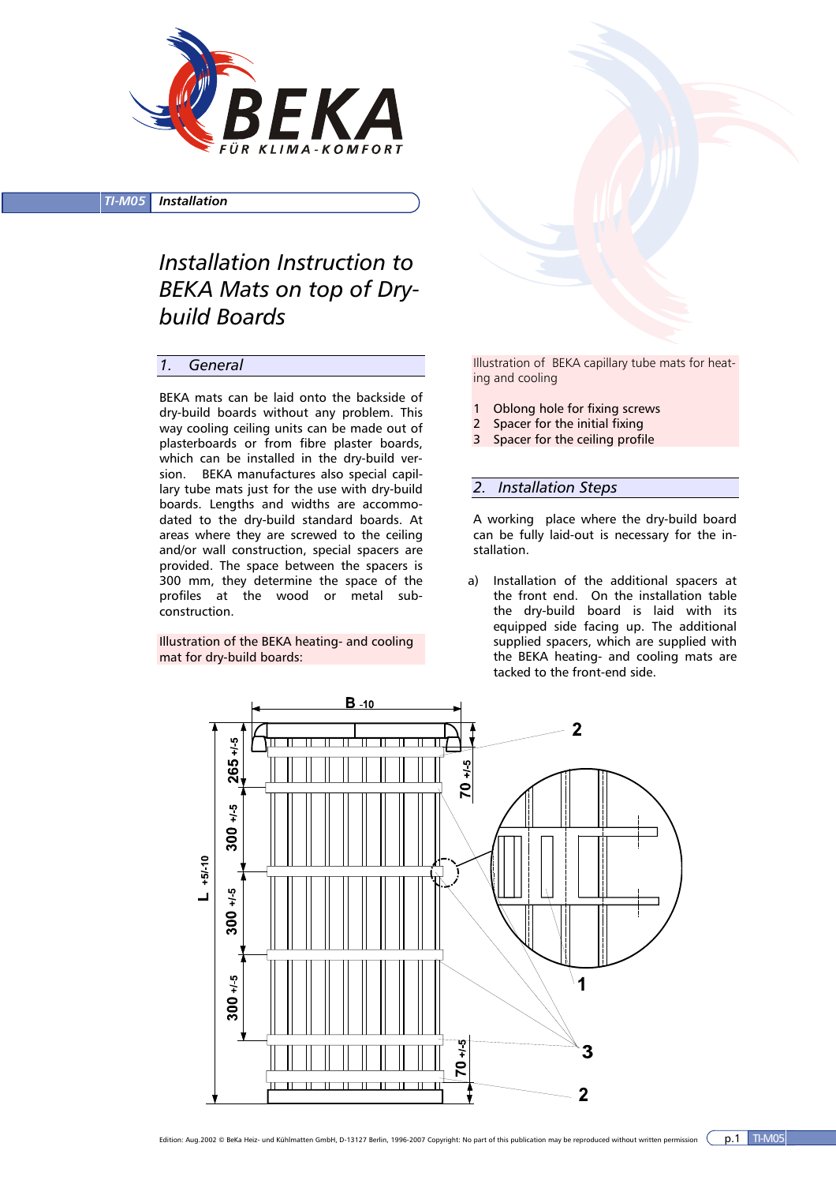TI-M05 Installation

# Installation Instruction to BEKA Mats on top of Dry-build Boards

## 1. General

BEKA mats can be laid onto the backside of dry-build boards without any problem. This way cooling ceiling units can be made out of plasterboards or from fibre plaster boards, which can be installed in the dry-build version. BEKA manufactures also special capillary tube mats just for the use with dry-build boards. Lengths and widths are accommodated to the dry-build standard boards. At areas where they are screwed to the ceiling and/or wall construction, special spacers are provided. The space between the spacers is 300 mm, they determine the space of the profiles at the wood or metal sub-construction.

Illustration of the BEKA heating- and cooling mat for dry-build boards:

Illustration of BEKA capillary tube mats for heating and cooling

1 Oblong hole for fixing screws
2 Spacer for the initial fixing
3 Spacer for the ceiling profile

## 2. Installation Steps

A working place where the dry-build board can be fully laid-out is necessary for the installation.

a) Installation of the additional spacers at the front end. On the installation table the dry-build board is laid with its equipped side facing up. The additional supplied spacers, which are supplied with the BEKA heating- and cooling mats are tacked to the front-end side.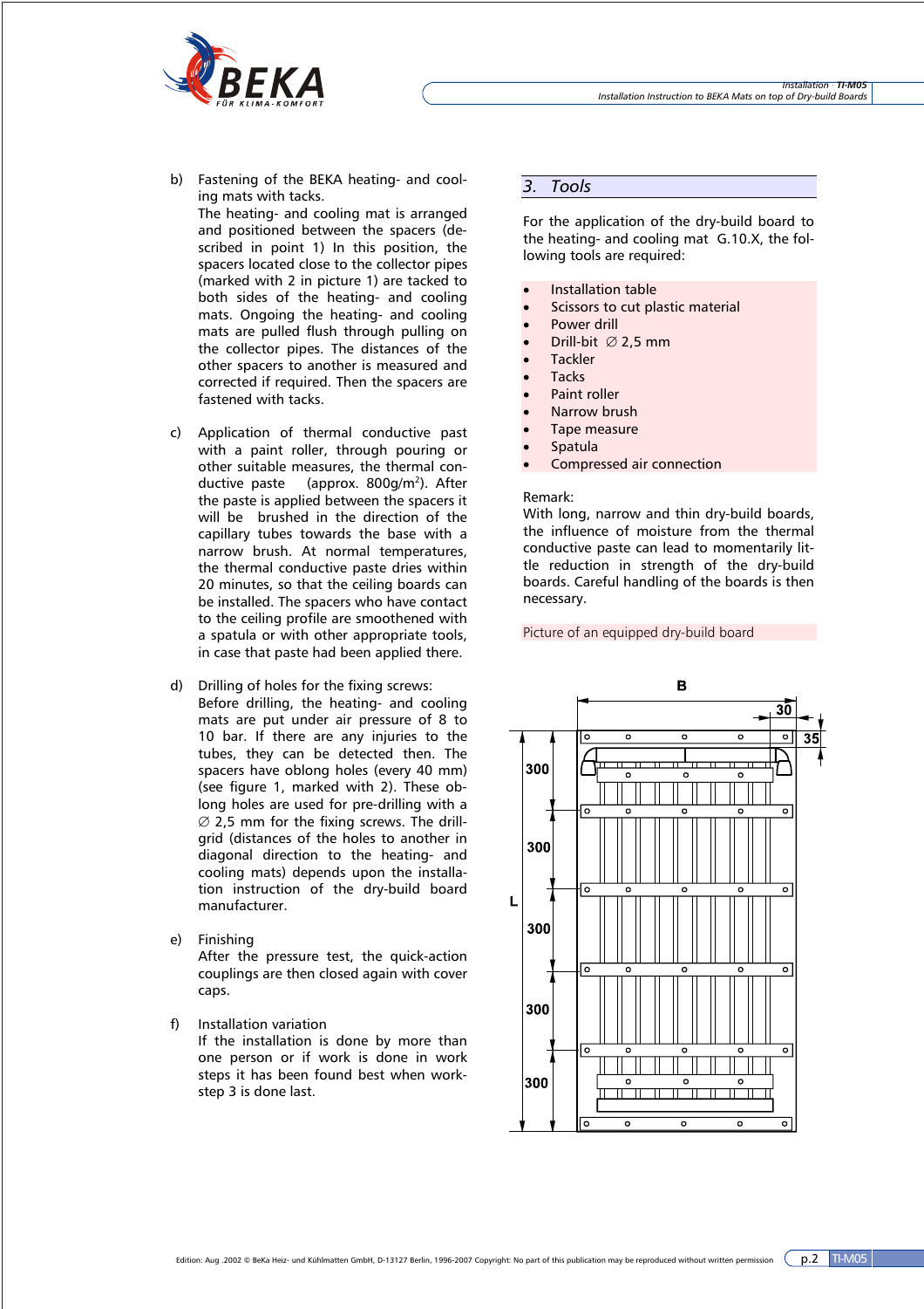b) Fastening of the BEKA heating- and cooling mats with tacks.
The heating- and cooling mat is arranged and positioned between the spacers (described in point 1) In this position, the spacers located close to the collector pipes (marked with 2 in picture 1) are tacked to both sides of the heating- and cooling mats. Ongoing the heating- and cooling mats are pulled flush through pulling on the collector pipes. The distances of the other spacers to another is measured and corrected if required. Then the spacers are fastened with tacks.

c) Application of thermal conductive past with a paint roller, through pouring or other suitable measures, the thermal conductive paste (approx. 800g/m²). After the paste is applied between the spacers it will be brushed in the direction of the capillary tubes towards the base with a narrow brush. At normal temperatures, the thermal conductive paste dries within 20 minutes, so that the ceiling boards can be installed. The spacers who have contact to the ceiling profile are smoothened with a spatula or with other appropriate tools, in case that paste had been applied there.

d) Drilling of holes for the fixing screws:
Before drilling, the heating- and cooling mats are put under air pressure of 8 to 10 bar. If there are any injuries to the tubes, they can be detected then. The spacers have oblong holes (every 40 mm) (see figure 1, marked with 2). These oblong holes are used for pre-drilling with a ∅ 2,5 mm for the fixing screws. The drill-grid (distances of the holes to another in diagonal direction to the heating- and cooling mats) depends upon the installation instruction of the dry-build board manufacturer.

e) Finishing
After the pressure test, the quick-action couplings are then closed again with cover caps.

f) Installation variation
If the installation is done by more than one person or if work is done in work steps it has been found best when work-step 3 is done last.

## 3. Tools

For the application of the dry-build board to the heating- and cooling mat G.10.X, the following tools are required:

- Installation table
- Scissors to cut plastic material
- Power drill
- Drill-bit ∅ 2,5 mm
- Tackler
- Tacks
- Paint roller
- Narrow brush
- Tape measure
- Spatula
- Compressed air connection

Remark:
With long, narrow and thin dry-build boards, the influence of moisture from the thermal conductive paste can lead to momentarily little reduction in strength of the dry-build boards. Careful handling of the boards is then necessary.

Picture of an equipped dry-build board

B
30
35
L
300
300
300
300
300